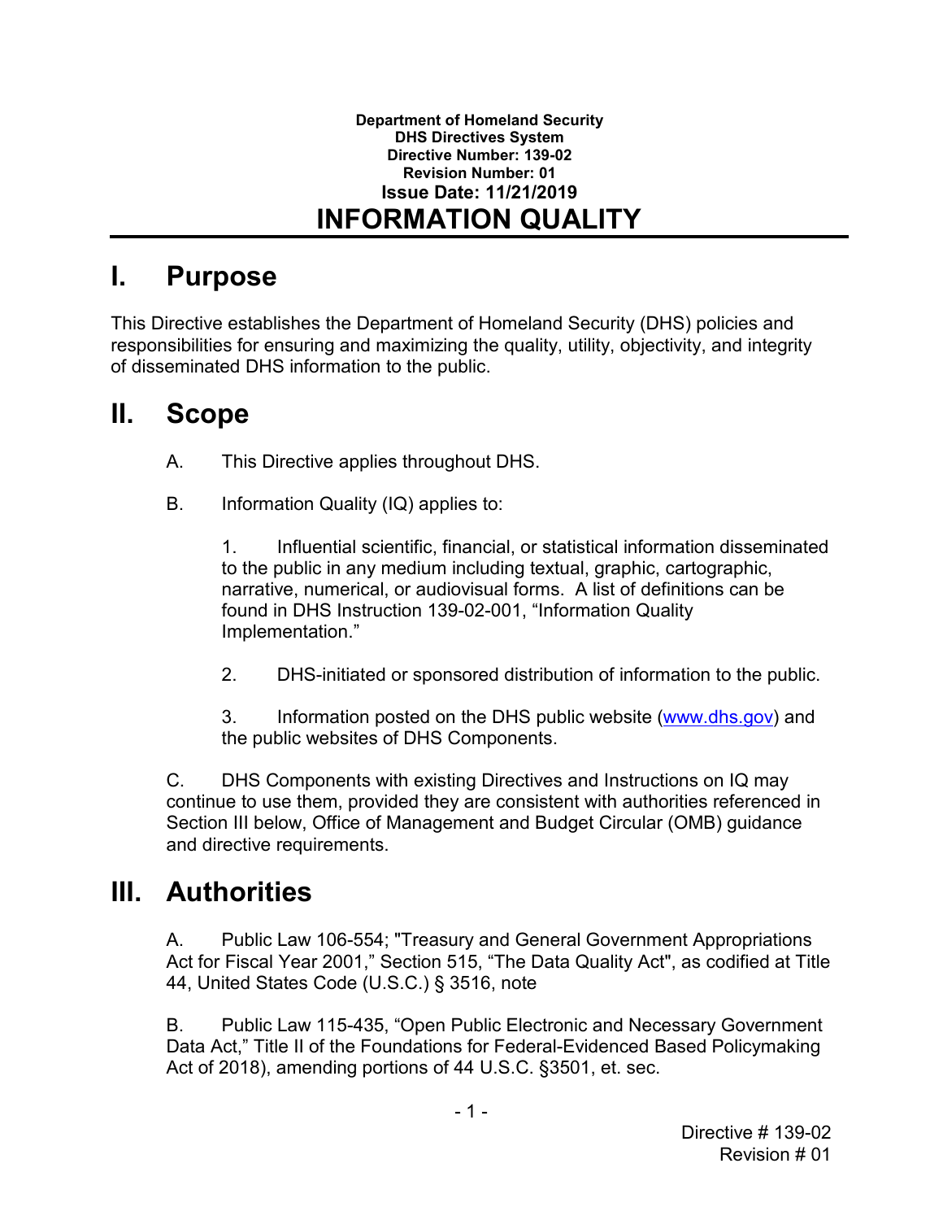**Department of Homeland Security**
**DHS Directives System**
**Directive Number: 139-02**
**Revision Number: 01**
**Issue Date: 11/21/2019**

# INFORMATION QUALITY

## I. Purpose

This Directive establishes the Department of Homeland Security (DHS) policies and responsibilities for ensuring and maximizing the quality, utility, objectivity, and integrity of disseminated DHS information to the public.

## II. Scope

A. This Directive applies throughout DHS.

B. Information Quality (IQ) applies to:

1. Influential scientific, financial, or statistical information disseminated to the public in any medium including textual, graphic, cartographic, narrative, numerical, or audiovisual forms. A list of definitions can be found in DHS Instruction 139-02-001, "Information Quality Implementation."

2. DHS-initiated or sponsored distribution of information to the public.

3. Information posted on the DHS public website ([www.dhs.gov](www.dhs.gov)) and the public websites of DHS Components.

C. DHS Components with existing Directives and Instructions on IQ may continue to use them, provided they are consistent with authorities referenced in Section III below, Office of Management and Budget Circular (OMB) guidance and directive requirements.

## III. Authorities

A. Public Law 106-554; "Treasury and General Government Appropriations Act for Fiscal Year 2001," Section 515, "The Data Quality Act", as codified at Title 44, United States Code (U.S.C.) § 3516, note

B. Public Law 115-435, "Open Public Electronic and Necessary Government Data Act," Title II of the Foundations for Federal-Evidenced Based Policymaking Act of 2018), amending portions of 44 U.S.C. §3501, et. sec.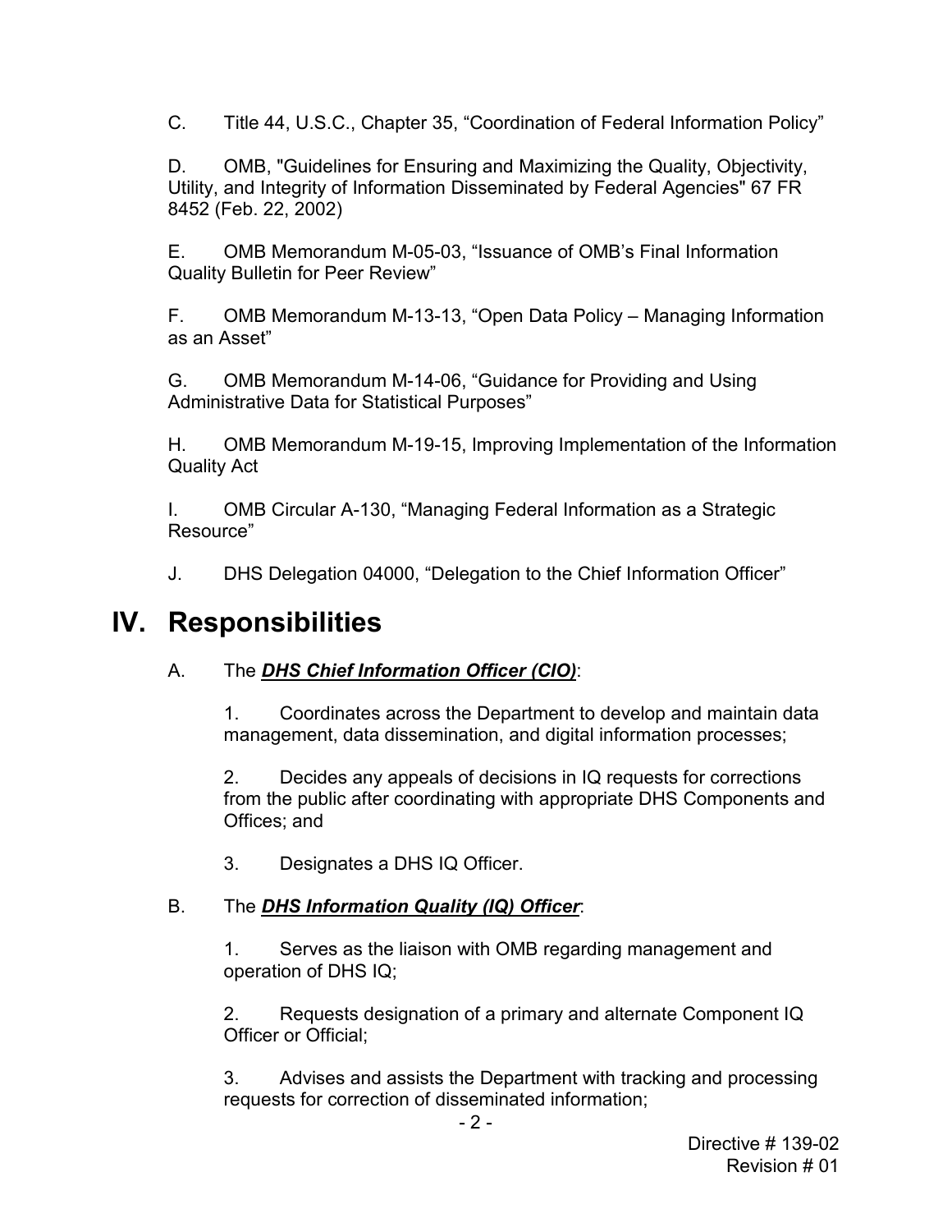C. Title 44, U.S.C., Chapter 35, "Coordination of Federal Information Policy"

D. OMB, "Guidelines for Ensuring and Maximizing the Quality, Objectivity, Utility, and Integrity of Information Disseminated by Federal Agencies" 67 FR 8452 (Feb. 22, 2002)

E. OMB Memorandum M-05-03, "Issuance of OMB's Final Information Quality Bulletin for Peer Review"

F. OMB Memorandum M-13-13, "Open Data Policy – Managing Information as an Asset"

G. OMB Memorandum M-14-06, "Guidance for Providing and Using Administrative Data for Statistical Purposes"

H. OMB Memorandum M-19-15, Improving Implementation of the Information Quality Act

I. OMB Circular A-130, "Managing Federal Information as a Strategic Resource"

J. DHS Delegation 04000, "Delegation to the Chief Information Officer"

# IV. Responsibilities

A. The ***DHS Chief Information Officer (CIO)***:

1. Coordinates across the Department to develop and maintain data management, data dissemination, and digital information processes;

2. Decides any appeals of decisions in IQ requests for corrections from the public after coordinating with appropriate DHS Components and Offices; and

3. Designates a DHS IQ Officer.

B. The ***DHS Information Quality (IQ) Officer***:

1. Serves as the liaison with OMB regarding management and operation of DHS IQ;

2. Requests designation of a primary and alternate Component IQ Officer or Official;

3. Advises and assists the Department with tracking and processing requests for correction of disseminated information;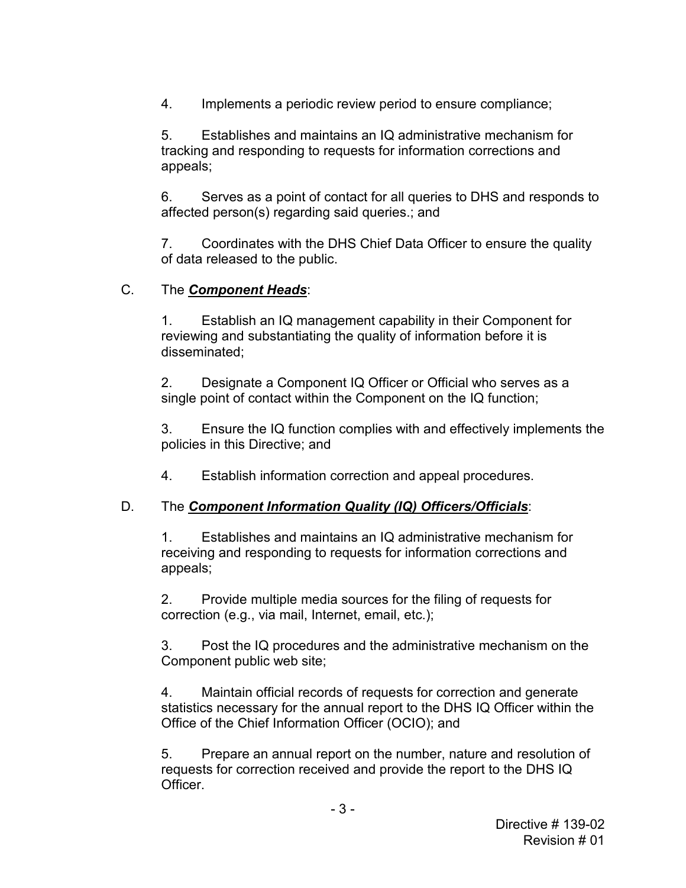4. Implements a periodic review period to ensure compliance;

5. Establishes and maintains an IQ administrative mechanism for tracking and responding to requests for information corrections and appeals;

6. Serves as a point of contact for all queries to DHS and responds to affected person(s) regarding said queries.; and

7. Coordinates with the DHS Chief Data Officer to ensure the quality of data released to the public.

C. The ***Component Heads***:

1. Establish an IQ management capability in their Component for reviewing and substantiating the quality of information before it is disseminated;

2. Designate a Component IQ Officer or Official who serves as a single point of contact within the Component on the IQ function;

3. Ensure the IQ function complies with and effectively implements the policies in this Directive; and

4. Establish information correction and appeal procedures.

D. The ***Component Information Quality (IQ) Officers/Officials***:

1. Establishes and maintains an IQ administrative mechanism for receiving and responding to requests for information corrections and appeals;

2. Provide multiple media sources for the filing of requests for correction (e.g., via mail, Internet, email, etc.);

3. Post the IQ procedures and the administrative mechanism on the Component public web site;

4. Maintain official records of requests for correction and generate statistics necessary for the annual report to the DHS IQ Officer within the Office of the Chief Information Officer (OCIO); and

5. Prepare an annual report on the number, nature and resolution of requests for correction received and provide the report to the DHS IQ Officer.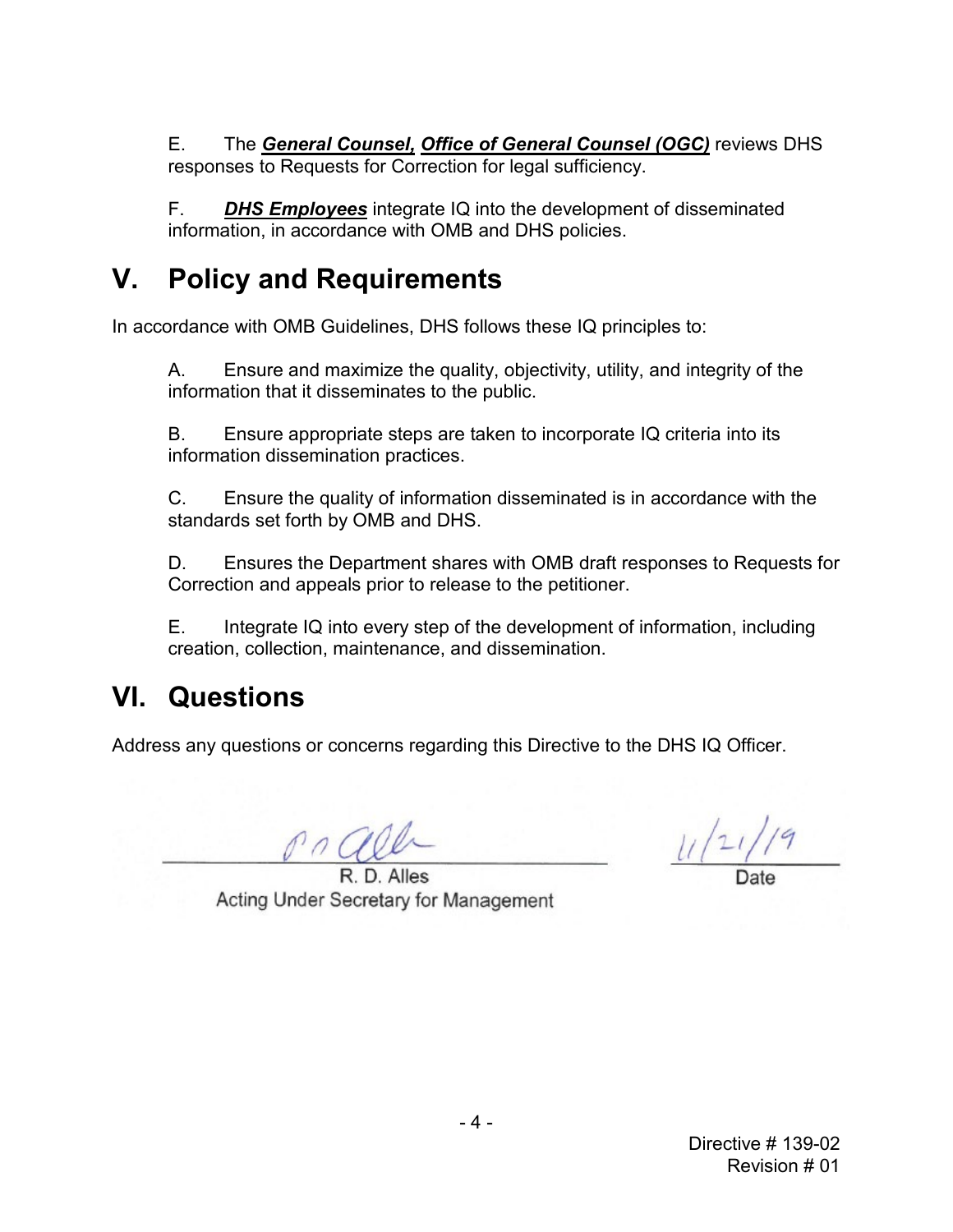E. The ***General Counsel, Office of General Counsel (OGC)*** reviews DHS responses to Requests for Correction for legal sufficiency.

F. ***DHS Employees*** integrate IQ into the development of disseminated information, in accordance with OMB and DHS policies.

# V. Policy and Requirements

In accordance with OMB Guidelines, DHS follows these IQ principles to:

A. Ensure and maximize the quality, objectivity, utility, and integrity of the information that it disseminates to the public.

B. Ensure appropriate steps are taken to incorporate IQ criteria into its information dissemination practices.

C. Ensure the quality of information disseminated is in accordance with the standards set forth by OMB and DHS.

D. Ensures the Department shares with OMB draft responses to Requests for Correction and appeals prior to release to the petitioner.

E. Integrate IQ into every step of the development of information, including creation, collection, maintenance, and dissemination.

# VI. Questions

Address any questions or concerns regarding this Directive to the DHS IQ Officer.

R. D. Alles
Acting Under Secretary for Management

11/21/19
Date

Directive # 139-02
Revision # 01